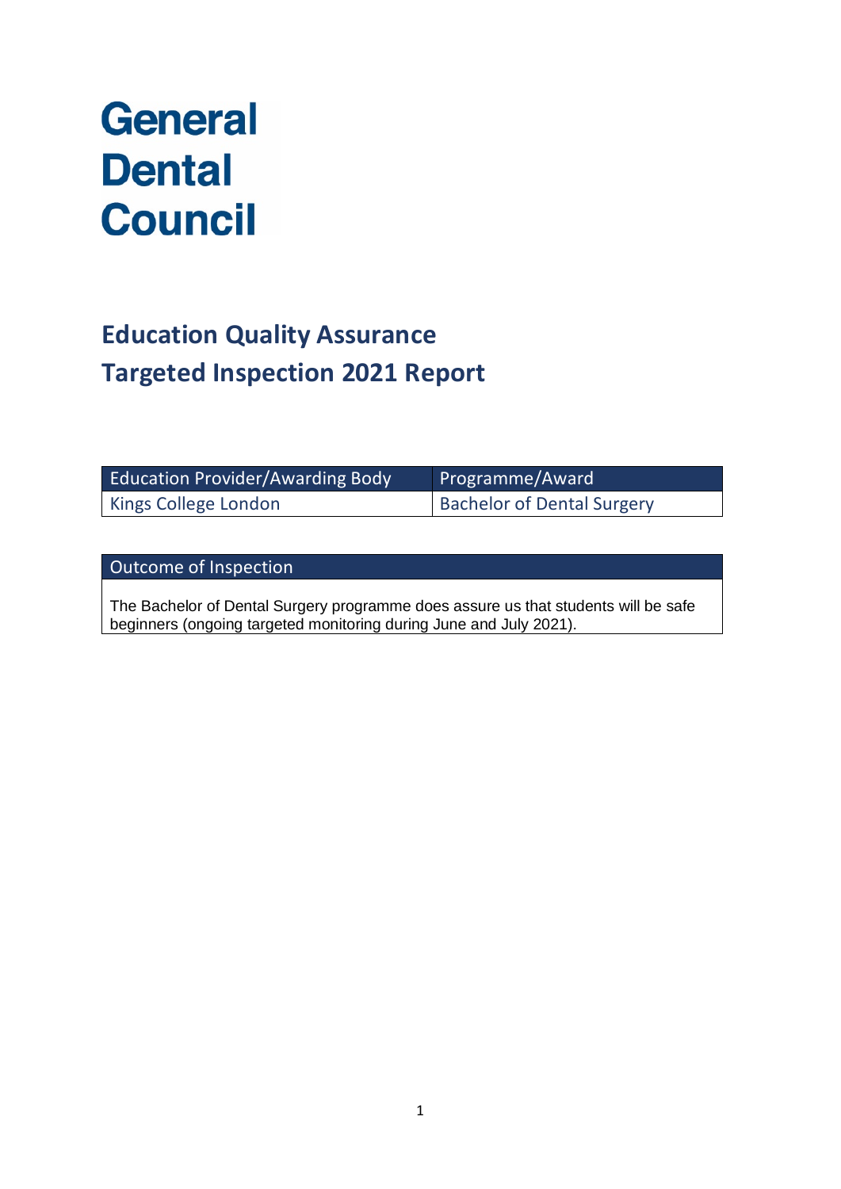# General Dental Council

## Education Quality Assurance
## Targeted Inspection 2021 Report

| Education Provider/Awarding Body | Programme/Award |
| --- | --- |
| Kings College London | Bachelor of Dental Surgery |

| Outcome of Inspection |
| --- |
| The Bachelor of Dental Surgery programme does assure us that students will be safe beginners (ongoing targeted monitoring during June and July 2021). |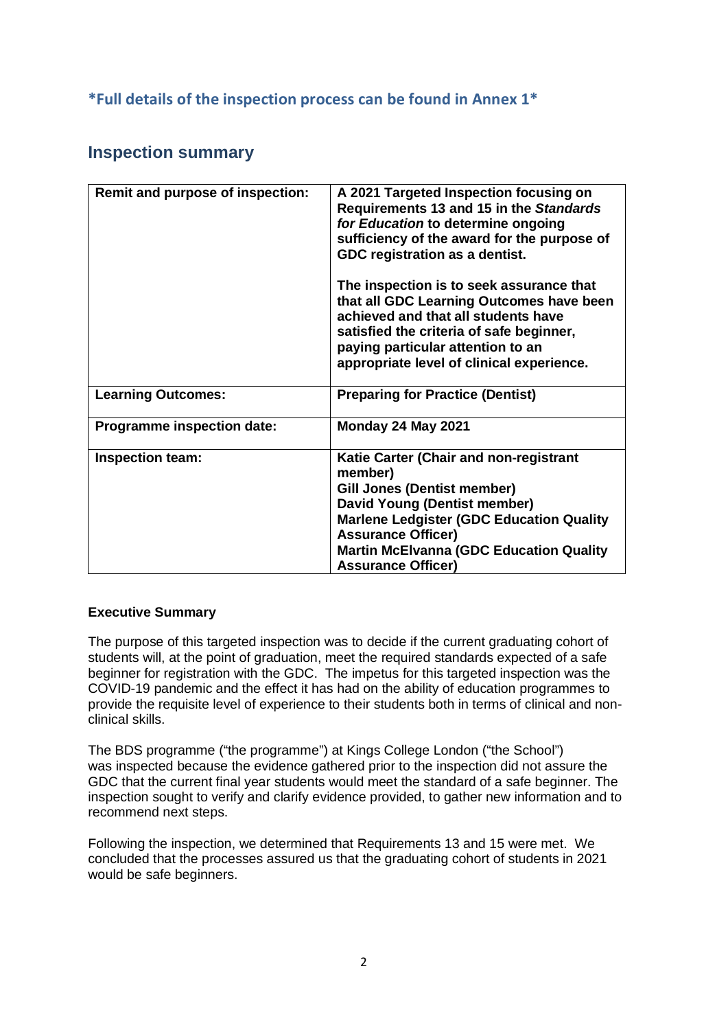**\*Full details of the inspection process can be found in Annex 1\***

## Inspection summary

| | |
|---|---|
| **Remit and purpose of inspection:** | **A 2021 Targeted Inspection focusing on Requirements 13 and 15 in the *Standards for Education* to determine ongoing sufficiency of the award for the purpose of GDC registration as a dentist.**<br><br>**The inspection is to seek assurance that that all GDC Learning Outcomes have been achieved and that all students have satisfied the criteria of safe beginner, paying particular attention to an appropriate level of clinical experience.** |
| **Learning Outcomes:** | **Preparing for Practice (Dentist)** |
| **Programme inspection date:** | **Monday 24 May 2021** |
| **Inspection team:** | **Katie Carter (Chair and non-registrant member)**<br>**Gill Jones (Dentist member)**<br>**David Young (Dentist member)**<br>**Marlene Ledgister (GDC Education Quality Assurance Officer)**<br>**Martin McElvanna (GDC Education Quality Assurance Officer)** |

**Executive Summary**

The purpose of this targeted inspection was to decide if the current graduating cohort of students will, at the point of graduation, meet the required standards expected of a safe beginner for registration with the GDC. The impetus for this targeted inspection was the COVID-19 pandemic and the effect it has had on the ability of education programmes to provide the requisite level of experience to their students both in terms of clinical and non-clinical skills.

The BDS programme ("the programme") at Kings College London ("the School") was inspected because the evidence gathered prior to the inspection did not assure the GDC that the current final year students would meet the standard of a safe beginner. The inspection sought to verify and clarify evidence provided, to gather new information and to recommend next steps.

Following the inspection, we determined that Requirements 13 and 15 were met. We concluded that the processes assured us that the graduating cohort of students in 2021 would be safe beginners.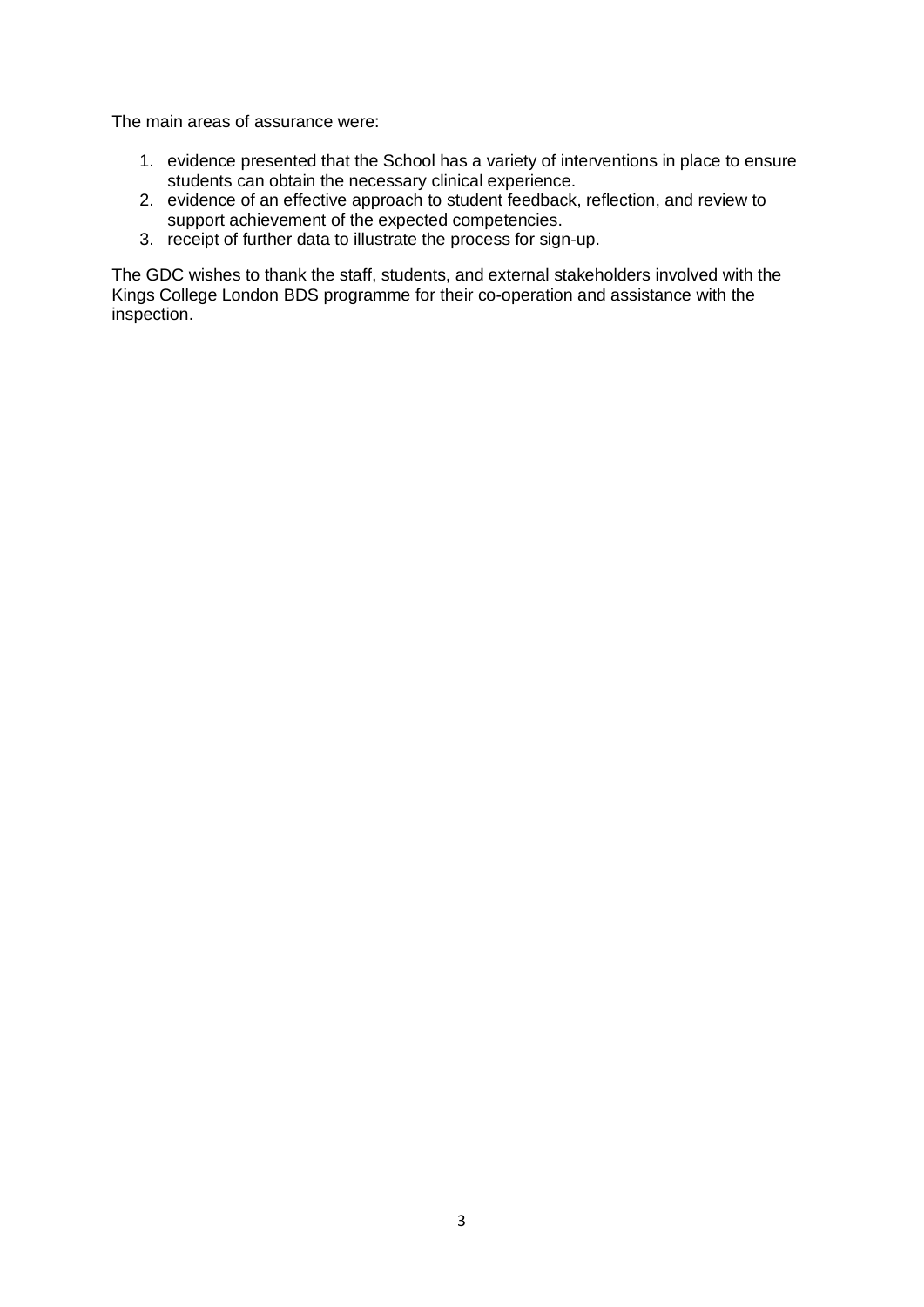The main areas of assurance were:

1. evidence presented that the School has a variety of interventions in place to ensure students can obtain the necessary clinical experience.
2. evidence of an effective approach to student feedback, reflection, and review to support achievement of the expected competencies.
3. receipt of further data to illustrate the process for sign-up.

The GDC wishes to thank the staff, students, and external stakeholders involved with the Kings College London BDS programme for their co-operation and assistance with the inspection.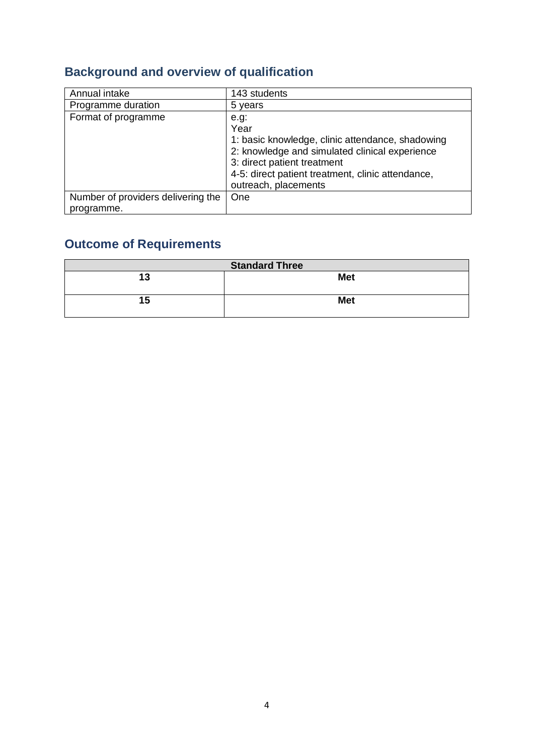## Background and overview of qualification

| Annual intake | 143 students |
| --- | --- |
| Programme duration | 5 years |
| Format of programme | e.g:<br>Year<br>1: basic knowledge, clinic attendance, shadowing<br>2: knowledge and simulated clinical experience<br>3: direct patient treatment<br>4-5: direct patient treatment, clinic attendance, outreach, placements |
| Number of providers delivering the programme. | One |

## Outcome of Requirements

| Standard Three | |
| --- | --- |
| **13** | **Met** |
| **15** | **Met** |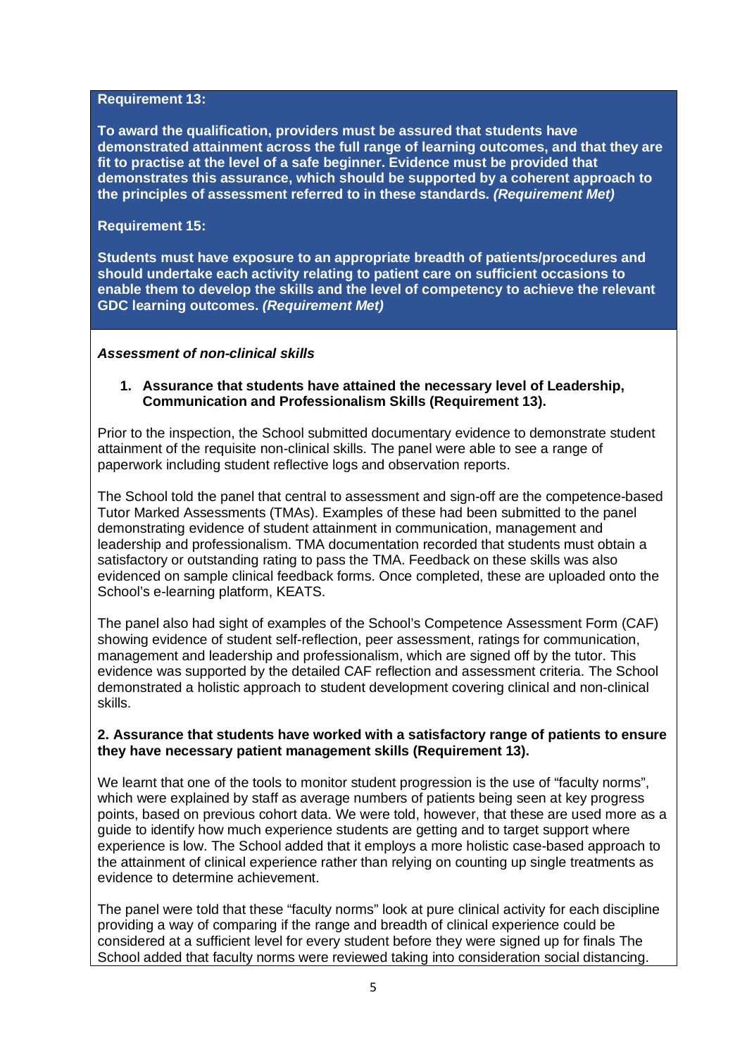**Requirement 13:**

**To award the qualification, providers must be assured that students have demonstrated attainment across the full range of learning outcomes, and that they are fit to practise at the level of a safe beginner. Evidence must be provided that demonstrates this assurance, which should be supported by a coherent approach to the principles of assessment referred to in these standards. *(Requirement Met)***

**Requirement 15:**

**Students must have exposure to an appropriate breadth of patients/procedures and should undertake each activity relating to patient care on sufficient occasions to enable them to develop the skills and the level of competency to achieve the relevant GDC learning outcomes. *(Requirement Met)***

***Assessment of non-clinical skills***

1. **Assurance that students have attained the necessary level of Leadership, Communication and Professionalism Skills (Requirement 13).**

Prior to the inspection, the School submitted documentary evidence to demonstrate student attainment of the requisite non-clinical skills. The panel were able to see a range of paperwork including student reflective logs and observation reports.

The School told the panel that central to assessment and sign-off are the competence-based Tutor Marked Assessments (TMAs). Examples of these had been submitted to the panel demonstrating evidence of student attainment in communication, management and leadership and professionalism. TMA documentation recorded that students must obtain a satisfactory or outstanding rating to pass the TMA. Feedback on these skills was also evidenced on sample clinical feedback forms. Once completed, these are uploaded onto the School's e-learning platform, KEATS.

The panel also had sight of examples of the School's Competence Assessment Form (CAF) showing evidence of student self-reflection, peer assessment, ratings for communication, management and leadership and professionalism, which are signed off by the tutor. This evidence was supported by the detailed CAF reflection and assessment criteria. The School demonstrated a holistic approach to student development covering clinical and non-clinical skills.

**2. Assurance that students have worked with a satisfactory range of patients to ensure they have necessary patient management skills (Requirement 13).**

We learnt that one of the tools to monitor student progression is the use of "faculty norms", which were explained by staff as average numbers of patients being seen at key progress points, based on previous cohort data. We were told, however, that these are used more as a guide to identify how much experience students are getting and to target support where experience is low. The School added that it employs a more holistic case-based approach to the attainment of clinical experience rather than relying on counting up single treatments as evidence to determine achievement.

The panel were told that these "faculty norms" look at pure clinical activity for each discipline providing a way of comparing if the range and breadth of clinical experience could be considered at a sufficient level for every student before they were signed up for finals The School added that faculty norms were reviewed taking into consideration social distancing.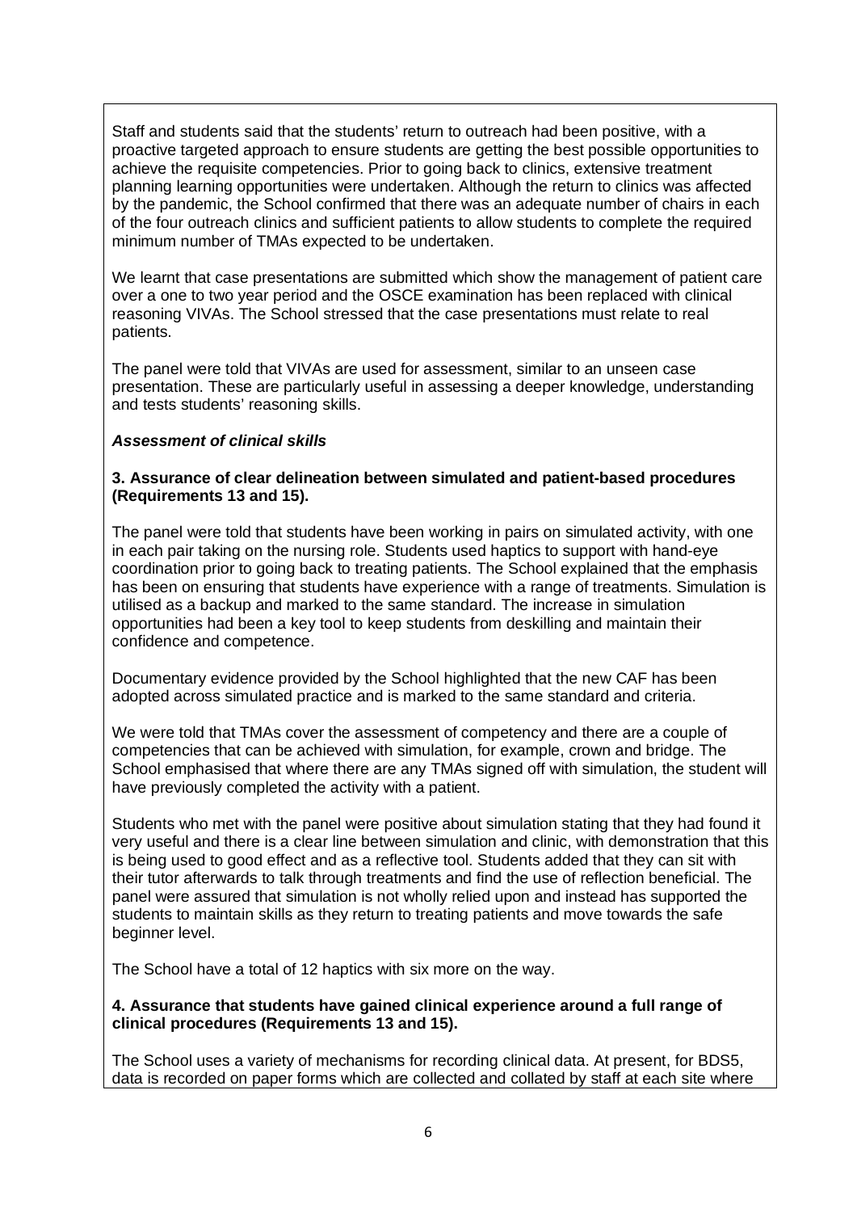Staff and students said that the students' return to outreach had been positive, with a proactive targeted approach to ensure students are getting the best possible opportunities to achieve the requisite competencies. Prior to going back to clinics, extensive treatment planning learning opportunities were undertaken. Although the return to clinics was affected by the pandemic, the School confirmed that there was an adequate number of chairs in each of the four outreach clinics and sufficient patients to allow students to complete the required minimum number of TMAs expected to be undertaken.

We learnt that case presentations are submitted which show the management of patient care over a one to two year period and the OSCE examination has been replaced with clinical reasoning VIVAs. The School stressed that the case presentations must relate to real patients.

The panel were told that VIVAs are used for assessment, similar to an unseen case presentation. These are particularly useful in assessing a deeper knowledge, understanding and tests students' reasoning skills.

***Assessment of clinical skills***

**3. Assurance of clear delineation between simulated and patient-based procedures (Requirements 13 and 15).**

The panel were told that students have been working in pairs on simulated activity, with one in each pair taking on the nursing role. Students used haptics to support with hand-eye coordination prior to going back to treating patients. The School explained that the emphasis has been on ensuring that students have experience with a range of treatments. Simulation is utilised as a backup and marked to the same standard. The increase in simulation opportunities had been a key tool to keep students from deskilling and maintain their confidence and competence.

Documentary evidence provided by the School highlighted that the new CAF has been adopted across simulated practice and is marked to the same standard and criteria.

We were told that TMAs cover the assessment of competency and there are a couple of competencies that can be achieved with simulation, for example, crown and bridge. The School emphasised that where there are any TMAs signed off with simulation, the student will have previously completed the activity with a patient.

Students who met with the panel were positive about simulation stating that they had found it very useful and there is a clear line between simulation and clinic, with demonstration that this is being used to good effect and as a reflective tool. Students added that they can sit with their tutor afterwards to talk through treatments and find the use of reflection beneficial. The panel were assured that simulation is not wholly relied upon and instead has supported the students to maintain skills as they return to treating patients and move towards the safe beginner level.

The School have a total of 12 haptics with six more on the way.

**4. Assurance that students have gained clinical experience around a full range of clinical procedures (Requirements 13 and 15).**

The School uses a variety of mechanisms for recording clinical data. At present, for BDS5, data is recorded on paper forms which are collected and collated by staff at each site where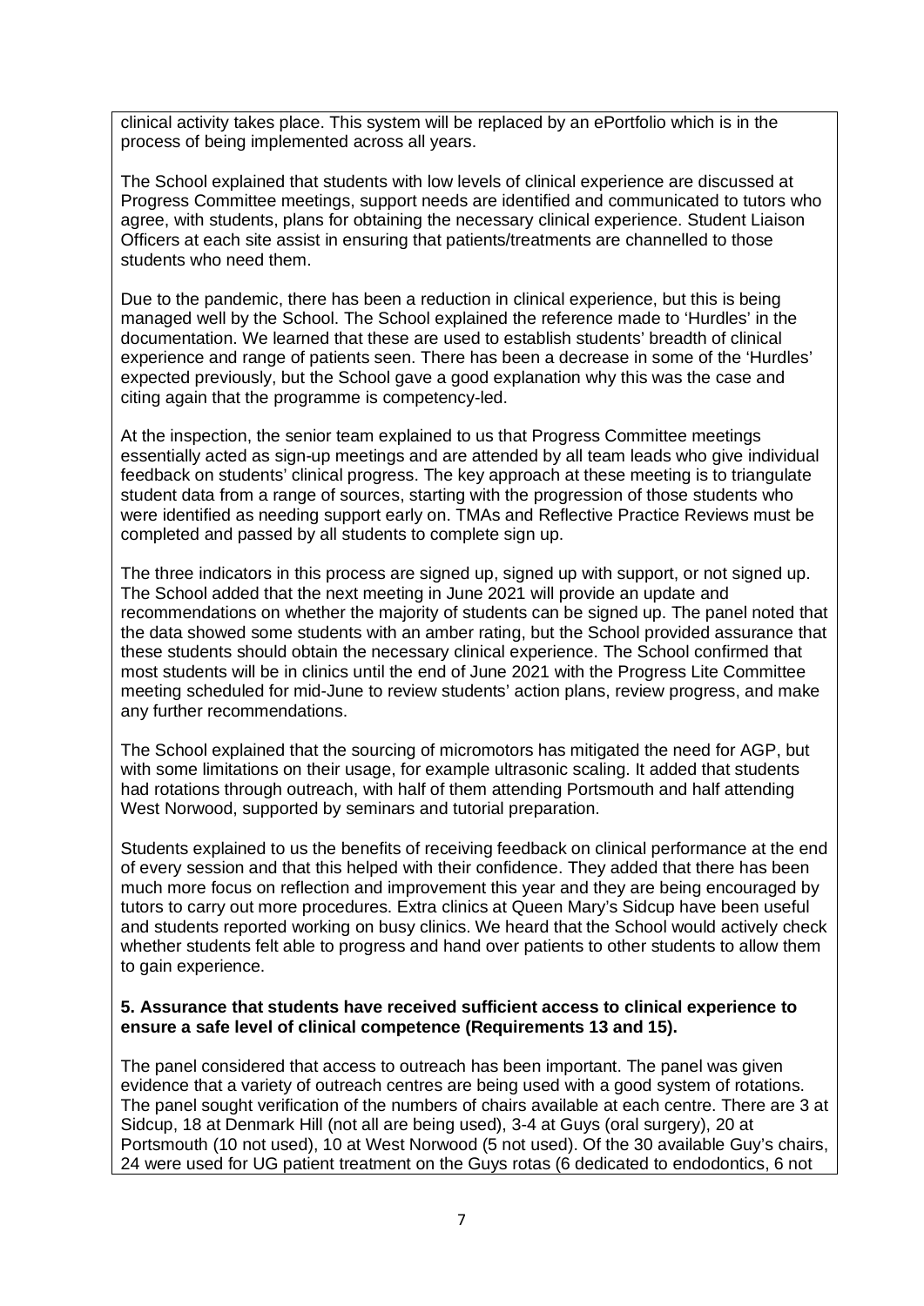clinical activity takes place. This system will be replaced by an ePortfolio which is in the process of being implemented across all years.

The School explained that students with low levels of clinical experience are discussed at Progress Committee meetings, support needs are identified and communicated to tutors who agree, with students, plans for obtaining the necessary clinical experience. Student Liaison Officers at each site assist in ensuring that patients/treatments are channelled to those students who need them.

Due to the pandemic, there has been a reduction in clinical experience, but this is being managed well by the School. The School explained the reference made to 'Hurdles' in the documentation. We learned that these are used to establish students' breadth of clinical experience and range of patients seen. There has been a decrease in some of the 'Hurdles' expected previously, but the School gave a good explanation why this was the case and citing again that the programme is competency-led.

At the inspection, the senior team explained to us that Progress Committee meetings essentially acted as sign-up meetings and are attended by all team leads who give individual feedback on students' clinical progress. The key approach at these meeting is to triangulate student data from a range of sources, starting with the progression of those students who were identified as needing support early on. TMAs and Reflective Practice Reviews must be completed and passed by all students to complete sign up.

The three indicators in this process are signed up, signed up with support, or not signed up. The School added that the next meeting in June 2021 will provide an update and recommendations on whether the majority of students can be signed up. The panel noted that the data showed some students with an amber rating, but the School provided assurance that these students should obtain the necessary clinical experience. The School confirmed that most students will be in clinics until the end of June 2021 with the Progress Lite Committee meeting scheduled for mid-June to review students' action plans, review progress, and make any further recommendations.

The School explained that the sourcing of micromotors has mitigated the need for AGP, but with some limitations on their usage, for example ultrasonic scaling. It added that students had rotations through outreach, with half of them attending Portsmouth and half attending West Norwood, supported by seminars and tutorial preparation.

Students explained to us the benefits of receiving feedback on clinical performance at the end of every session and that this helped with their confidence. They added that there has been much more focus on reflection and improvement this year and they are being encouraged by tutors to carry out more procedures. Extra clinics at Queen Mary's Sidcup have been useful and students reported working on busy clinics. We heard that the School would actively check whether students felt able to progress and hand over patients to other students to allow them to gain experience.

**5. Assurance that students have received sufficient access to clinical experience to ensure a safe level of clinical competence (Requirements 13 and 15).**

The panel considered that access to outreach has been important. The panel was given evidence that a variety of outreach centres are being used with a good system of rotations. The panel sought verification of the numbers of chairs available at each centre. There are 3 at Sidcup, 18 at Denmark Hill (not all are being used), 3-4 at Guys (oral surgery), 20 at Portsmouth (10 not used), 10 at West Norwood (5 not used). Of the 30 available Guy's chairs, 24 were used for UG patient treatment on the Guys rotas (6 dedicated to endodontics, 6 not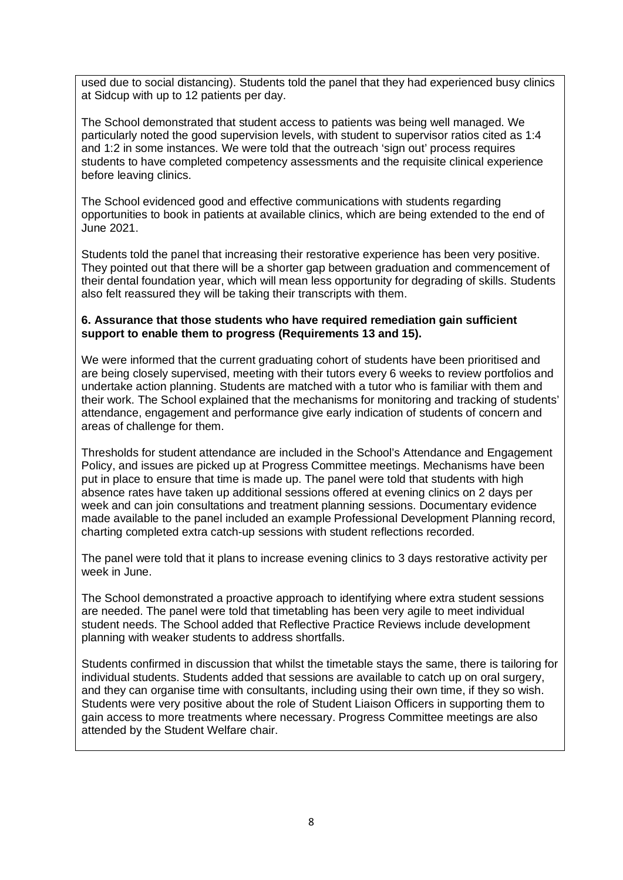used due to social distancing). Students told the panel that they had experienced busy clinics at Sidcup with up to 12 patients per day.

The School demonstrated that student access to patients was being well managed. We particularly noted the good supervision levels, with student to supervisor ratios cited as 1:4 and 1:2 in some instances. We were told that the outreach 'sign out' process requires students to have completed competency assessments and the requisite clinical experience before leaving clinics.

The School evidenced good and effective communications with students regarding opportunities to book in patients at available clinics, which are being extended to the end of June 2021.

Students told the panel that increasing their restorative experience has been very positive. They pointed out that there will be a shorter gap between graduation and commencement of their dental foundation year, which will mean less opportunity for degrading of skills. Students also felt reassured they will be taking their transcripts with them.

**6. Assurance that those students who have required remediation gain sufficient support to enable them to progress (Requirements 13 and 15).**

We were informed that the current graduating cohort of students have been prioritised and are being closely supervised, meeting with their tutors every 6 weeks to review portfolios and undertake action planning. Students are matched with a tutor who is familiar with them and their work. The School explained that the mechanisms for monitoring and tracking of students' attendance, engagement and performance give early indication of students of concern and areas of challenge for them.

Thresholds for student attendance are included in the School's Attendance and Engagement Policy, and issues are picked up at Progress Committee meetings. Mechanisms have been put in place to ensure that time is made up. The panel were told that students with high absence rates have taken up additional sessions offered at evening clinics on 2 days per week and can join consultations and treatment planning sessions. Documentary evidence made available to the panel included an example Professional Development Planning record, charting completed extra catch-up sessions with student reflections recorded.

The panel were told that it plans to increase evening clinics to 3 days restorative activity per week in June.

The School demonstrated a proactive approach to identifying where extra student sessions are needed. The panel were told that timetabling has been very agile to meet individual student needs. The School added that Reflective Practice Reviews include development planning with weaker students to address shortfalls.

Students confirmed in discussion that whilst the timetable stays the same, there is tailoring for individual students. Students added that sessions are available to catch up on oral surgery, and they can organise time with consultants, including using their own time, if they so wish. Students were very positive about the role of Student Liaison Officers in supporting them to gain access to more treatments where necessary. Progress Committee meetings are also attended by the Student Welfare chair.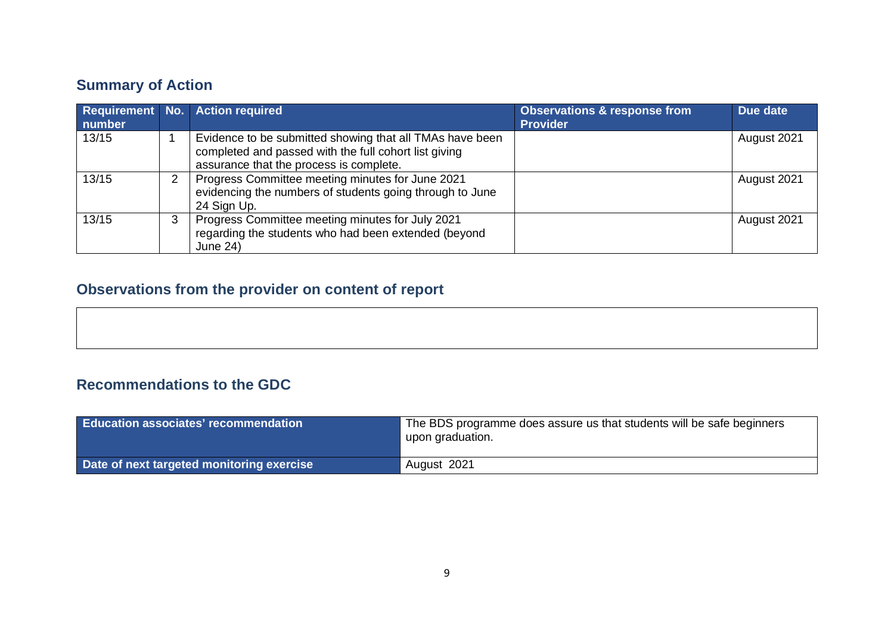## Summary of Action

| Requirement number | No. | Action required | Observations & response from Provider | Due date |
|---|---|---|---|---|
| 13/15 | 1 | Evidence to be submitted showing that all TMAs have been completed and passed with the full cohort list giving assurance that the process is complete. | | August 2021 |
| 13/15 | 2 | Progress Committee meeting minutes for June 2021 evidencing the numbers of students going through to June 24 Sign Up. | | August 2021 |
| 13/15 | 3 | Progress Committee meeting minutes for July 2021 regarding the students who had been extended (beyond June 24) | | August 2021 |

## Observations from the provider on content of report

## Recommendations to the GDC

| Education associates' recommendation | The BDS programme does assure us that students will be safe beginners upon graduation. |
|---|---|
| **Date of next targeted monitoring exercise** | August 2021 |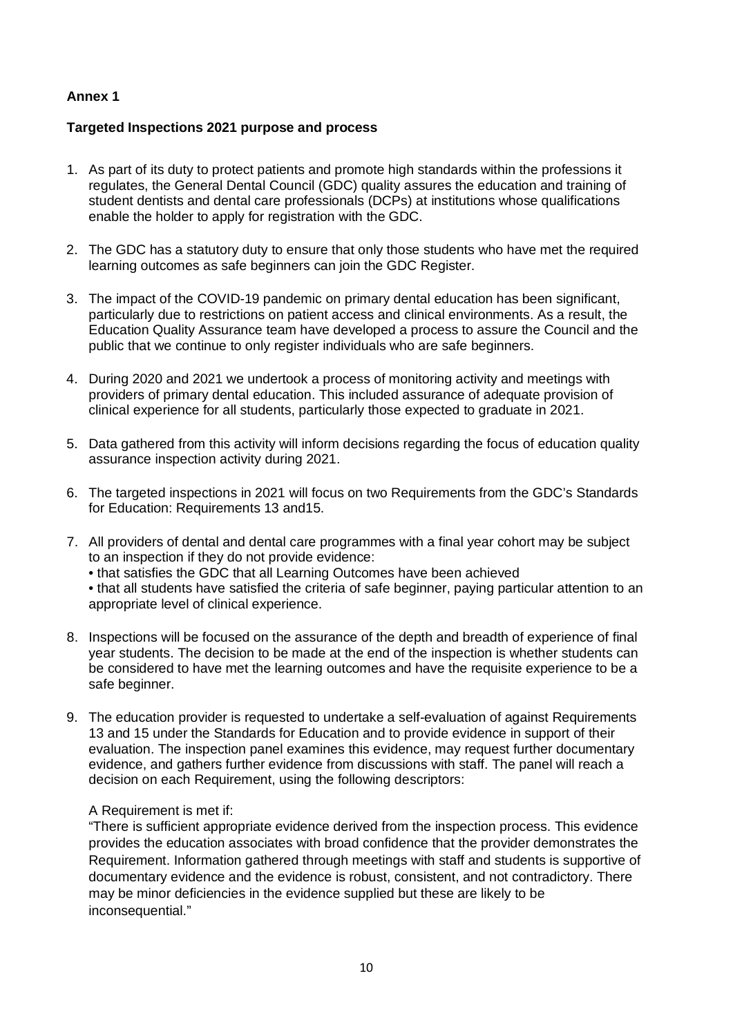**Annex 1**

**Targeted Inspections 2021 purpose and process**

1. As part of its duty to protect patients and promote high standards within the professions it regulates, the General Dental Council (GDC) quality assures the education and training of student dentists and dental care professionals (DCPs) at institutions whose qualifications enable the holder to apply for registration with the GDC.

2. The GDC has a statutory duty to ensure that only those students who have met the required learning outcomes as safe beginners can join the GDC Register.

3. The impact of the COVID-19 pandemic on primary dental education has been significant, particularly due to restrictions on patient access and clinical environments. As a result, the Education Quality Assurance team have developed a process to assure the Council and the public that we continue to only register individuals who are safe beginners.

4. During 2020 and 2021 we undertook a process of monitoring activity and meetings with providers of primary dental education. This included assurance of adequate provision of clinical experience for all students, particularly those expected to graduate in 2021.

5. Data gathered from this activity will inform decisions regarding the focus of education quality assurance inspection activity during 2021.

6. The targeted inspections in 2021 will focus on two Requirements from the GDC's Standards for Education: Requirements 13 and15.

7. All providers of dental and dental care programmes with a final year cohort may be subject to an inspection if they do not provide evidence:
   - that satisfies the GDC that all Learning Outcomes have been achieved
   - that all students have satisfied the criteria of safe beginner, paying particular attention to an appropriate level of clinical experience.

8. Inspections will be focused on the assurance of the depth and breadth of experience of final year students. The decision to be made at the end of the inspection is whether students can be considered to have met the learning outcomes and have the requisite experience to be a safe beginner.

9. The education provider is requested to undertake a self-evaluation of against Requirements 13 and 15 under the Standards for Education and to provide evidence in support of their evaluation. The inspection panel examines this evidence, may request further documentary evidence, and gathers further evidence from discussions with staff. The panel will reach a decision on each Requirement, using the following descriptors:

   A Requirement is met if:
   "There is sufficient appropriate evidence derived from the inspection process. This evidence provides the education associates with broad confidence that the provider demonstrates the Requirement. Information gathered through meetings with staff and students is supportive of documentary evidence and the evidence is robust, consistent, and not contradictory. There may be minor deficiencies in the evidence supplied but these are likely to be inconsequential."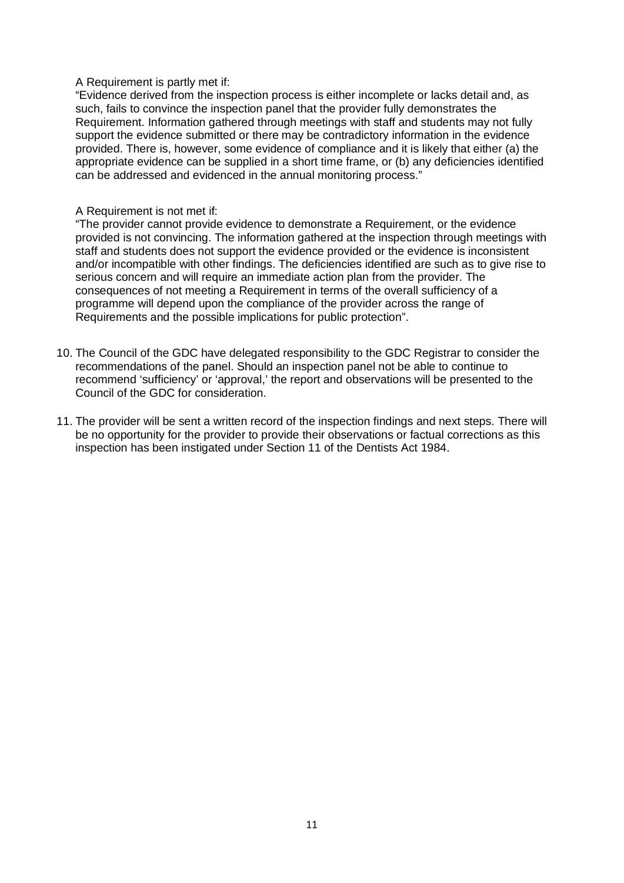A Requirement is partly met if:

"Evidence derived from the inspection process is either incomplete or lacks detail and, as such, fails to convince the inspection panel that the provider fully demonstrates the Requirement. Information gathered through meetings with staff and students may not fully support the evidence submitted or there may be contradictory information in the evidence provided. There is, however, some evidence of compliance and it is likely that either (a) the appropriate evidence can be supplied in a short time frame, or (b) any deficiencies identified can be addressed and evidenced in the annual monitoring process."

A Requirement is not met if:

"The provider cannot provide evidence to demonstrate a Requirement, or the evidence provided is not convincing. The information gathered at the inspection through meetings with staff and students does not support the evidence provided or the evidence is inconsistent and/or incompatible with other findings. The deficiencies identified are such as to give rise to serious concern and will require an immediate action plan from the provider. The consequences of not meeting a Requirement in terms of the overall sufficiency of a programme will depend upon the compliance of the provider across the range of Requirements and the possible implications for public protection".

10. The Council of the GDC have delegated responsibility to the GDC Registrar to consider the recommendations of the panel. Should an inspection panel not be able to continue to recommend 'sufficiency' or 'approval,' the report and observations will be presented to the Council of the GDC for consideration.

11. The provider will be sent a written record of the inspection findings and next steps. There will be no opportunity for the provider to provide their observations or factual corrections as this inspection has been instigated under Section 11 of the Dentists Act 1984.